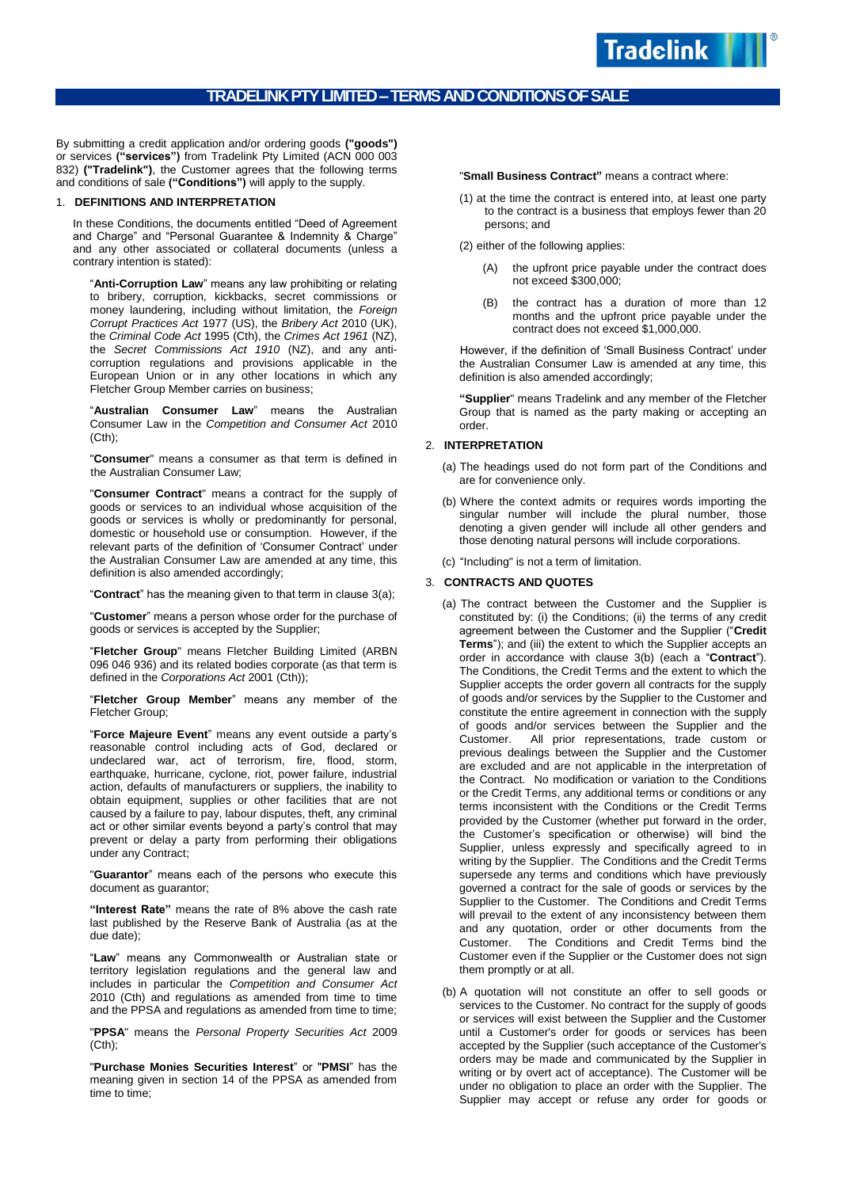# TRADELINK PTY LIMITED – TERMS AND CONDITIONS OF SALE

By submitting a credit application and/or ordering goods **("goods")** or services **("services")** from Tradelink Pty Limited (ACN 000 003 832) **("Tradelink")**, the Customer agrees that the following terms and conditions of sale **("Conditions")** will apply to the supply.

## 1. DEFINITIONS AND INTERPRETATION

In these Conditions, the documents entitled "Deed of Agreement and Charge" and "Personal Guarantee & Indemnity & Charge" and any other associated or collateral documents (unless a contrary intention is stated):

"**Anti-Corruption Law**" means any law prohibiting or relating to bribery, corruption, kickbacks, secret commissions or money laundering, including without limitation, the *Foreign Corrupt Practices Act* 1977 (US), the *Bribery Act* 2010 (UK), the *Criminal Code Act* 1995 (Cth), the *Crimes Act 1961* (NZ), the *Secret Commissions Act 1910* (NZ), and any anti-corruption regulations and provisions applicable in the European Union or in any other locations in which any Fletcher Group Member carries on business;

"**Australian Consumer Law**" means the Australian Consumer Law in the *Competition and Consumer Act* 2010 (Cth);

"**Consumer**" means a consumer as that term is defined in the Australian Consumer Law;

"**Consumer Contract**" means a contract for the supply of goods or services to an individual whose acquisition of the goods or services is wholly or predominantly for personal, domestic or household use or consumption. However, if the relevant parts of the definition of 'Consumer Contract' under the Australian Consumer Law are amended at any time, this definition is also amended accordingly;

"**Contract**" has the meaning given to that term in clause 3(a);

"**Customer**" means a person whose order for the purchase of goods or services is accepted by the Supplier;

"**Fletcher Group**" means Fletcher Building Limited (ARBN 096 046 936) and its related bodies corporate (as that term is defined in the *Corporations Act* 2001 (Cth));

"**Fletcher Group Member**" means any member of the Fletcher Group;

"**Force Majeure Event**" means any event outside a party's reasonable control including acts of God, declared or undeclared war, act of terrorism, fire, flood, storm, earthquake, hurricane, cyclone, riot, power failure, industrial action, defaults of manufacturers or suppliers, the inability to obtain equipment, supplies or other facilities that are not caused by a failure to pay, labour disputes, theft, any criminal act or other similar events beyond a party's control that may prevent or delay a party from performing their obligations under any Contract;

"**Guarantor**" means each of the persons who execute this document as guarantor;

**"Interest Rate"** means the rate of 8% above the cash rate last published by the Reserve Bank of Australia (as at the due date);

"**Law**" means any Commonwealth or Australian state or territory legislation regulations and the general law and includes in particular the *Competition and Consumer Act* 2010 (Cth) and regulations as amended from time to time and the PPSA and regulations as amended from time to time;

"**PPSA**" means the *Personal Property Securities Act* 2009 (Cth);

"**Purchase Monies Securities Interest**" or "**PMSI**" has the meaning given in section 14 of the PPSA as amended from time to time;

"**Small Business Contract"** means a contract where:

(1) at the time the contract is entered into, at least one party to the contract is a business that employs fewer than 20 persons; and

(2) either of the following applies:

(A) the upfront price payable under the contract does not exceed $300,000;

(B) the contract has a duration of more than 12 months and the upfront price payable under the contract does not exceed $1,000,000.

However, if the definition of 'Small Business Contract' under the Australian Consumer Law is amended at any time, this definition is also amended accordingly;

**"Supplier**" means Tradelink and any member of the Fletcher Group that is named as the party making or accepting an order.

## 2. INTERPRETATION

(a) The headings used do not form part of the Conditions and are for convenience only.

(b) Where the context admits or requires words importing the singular number will include the plural number, those denoting a given gender will include all other genders and those denoting natural persons will include corporations.

(c) "Including" is not a term of limitation.

## 3. CONTRACTS AND QUOTES

(a) The contract between the Customer and the Supplier is constituted by: (i) the Conditions; (ii) the terms of any credit agreement between the Customer and the Supplier ("**Credit Terms**"); and (iii) the extent to which the Supplier accepts an order in accordance with clause 3(b) (each a "**Contract**"). The Conditions, the Credit Terms and the extent to which the Supplier accepts the order govern all contracts for the supply of goods and/or services by the Supplier to the Customer and constitute the entire agreement in connection with the supply of goods and/or services between the Supplier and the Customer. All prior representations, trade custom or previous dealings between the Supplier and the Customer are excluded and are not applicable in the interpretation of the Contract. No modification or variation to the Conditions or the Credit Terms, any additional terms or conditions or any terms inconsistent with the Conditions or the Credit Terms provided by the Customer (whether put forward in the order, the Customer's specification or otherwise) will bind the Supplier, unless expressly and specifically agreed to in writing by the Supplier. The Conditions and the Credit Terms supersede any terms and conditions which have previously governed a contract for the sale of goods or services by the Supplier to the Customer. The Conditions and Credit Terms will prevail to the extent of any inconsistency between them and any quotation, order or other documents from the Customer. The Conditions and Credit Terms bind the Customer even if the Supplier or the Customer does not sign them promptly or at all.

(b) A quotation will not constitute an offer to sell goods or services to the Customer. No contract for the supply of goods or services will exist between the Supplier and the Customer until a Customer's order for goods or services has been accepted by the Supplier (such acceptance of the Customer's orders may be made and communicated by the Supplier in writing or by overt act of acceptance). The Customer will be under no obligation to place an order with the Supplier. The Supplier may accept or refuse any order for goods or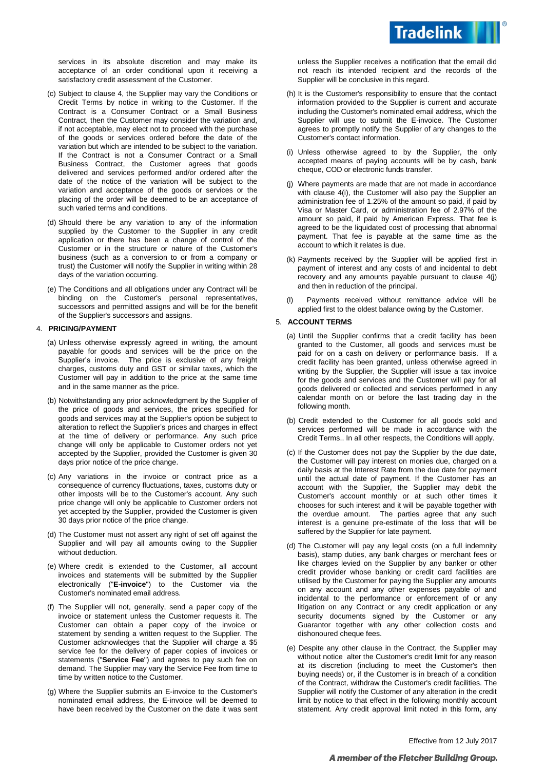services in its absolute discretion and may make its acceptance of an order conditional upon it receiving a satisfactory credit assessment of the Customer.

(c) Subject to clause 4, the Supplier may vary the Conditions or Credit Terms by notice in writing to the Customer. If the Contract is a Consumer Contract or a Small Business Contract, then the Customer may consider the variation and, if not acceptable, may elect not to proceed with the purchase of the goods or services ordered before the date of the variation but which are intended to be subject to the variation. If the Contract is not a Consumer Contract or a Small Business Contract, the Customer agrees that goods delivered and services performed and/or ordered after the date of the notice of the variation will be subject to the variation and acceptance of the goods or services or the placing of the order will be deemed to be an acceptance of such varied terms and conditions.

(d) Should there be any variation to any of the information supplied by the Customer to the Supplier in any credit application or there has been a change of control of the Customer or in the structure or nature of the Customer's business (such as a conversion to or from a company or trust) the Customer will notify the Supplier in writing within 28 days of the variation occurring.

(e) The Conditions and all obligations under any Contract will be binding on the Customer's personal representatives, successors and permitted assigns and will be for the benefit of the Supplier's successors and assigns.

## 4. PRICING/PAYMENT

(a) Unless otherwise expressly agreed in writing, the amount payable for goods and services will be the price on the Supplier's invoice. The price is exclusive of any freight charges, customs duty and GST or similar taxes, which the Customer will pay in addition to the price at the same time and in the same manner as the price.

(b) Notwithstanding any prior acknowledgment by the Supplier of the price of goods and services, the prices specified for goods and services may at the Supplier's option be subject to alteration to reflect the Supplier's prices and charges in effect at the time of delivery or performance. Any such price change will only be applicable to Customer orders not yet accepted by the Supplier, provided the Customer is given 30 days prior notice of the price change.

(c) Any variations in the invoice or contract price as a consequence of currency fluctuations, taxes, customs duty or other imposts will be to the Customer's account. Any such price change will only be applicable to Customer orders not yet accepted by the Supplier, provided the Customer is given 30 days prior notice of the price change.

(d) The Customer must not assert any right of set off against the Supplier and will pay all amounts owing to the Supplier without deduction.

(e) Where credit is extended to the Customer, all account invoices and statements will be submitted by the Supplier electronically ("**E-invoice**") to the Customer via the Customer's nominated email address.

(f) The Supplier will not, generally, send a paper copy of the invoice or statement unless the Customer requests it. The Customer can obtain a paper copy of the invoice or statement by sending a written request to the Supplier. The Customer acknowledges that the Supplier will charge a $5 service fee for the delivery of paper copies of invoices or statements ("**Service Fee**") and agrees to pay such fee on demand. The Supplier may vary the Service Fee from time to time by written notice to the Customer.

(g) Where the Supplier submits an E-invoice to the Customer's nominated email address, the E-invoice will be deemed to have been received by the Customer on the date it was sent unless the Supplier receives a notification that the email did not reach its intended recipient and the records of the Supplier will be conclusive in this regard.

(h) It is the Customer's responsibility to ensure that the contact information provided to the Supplier is current and accurate including the Customer's nominated email address, which the Supplier will use to submit the E-invoice. The Customer agrees to promptly notify the Supplier of any changes to the Customer's contact information.

(i) Unless otherwise agreed to by the Supplier, the only accepted means of paying accounts will be by cash, bank cheque, COD or electronic funds transfer.

(j) Where payments are made that are not made in accordance with clause 4(i), the Customer will also pay the Supplier an administration fee of 1.25% of the amount so paid, if paid by Visa or Master Card, or administration fee of 2.97% of the amount so paid, if paid by American Express. That fee is agreed to be the liquidated cost of processing that abnormal payment. That fee is payable at the same time as the account to which it relates is due.

(k) Payments received by the Supplier will be applied first in payment of interest and any costs of and incidental to debt recovery and any amounts payable pursuant to clause 4(j) and then in reduction of the principal.

(l) Payments received without remittance advice will be applied first to the oldest balance owing by the Customer.

## 5. ACCOUNT TERMS

(a) Until the Supplier confirms that a credit facility has been granted to the Customer, all goods and services must be paid for on a cash on delivery or performance basis. If a credit facility has been granted, unless otherwise agreed in writing by the Supplier, the Supplier will issue a tax invoice for the goods and services and the Customer will pay for all goods delivered or collected and services performed in any calendar month on or before the last trading day in the following month.

(b) Credit extended to the Customer for all goods sold and services performed will be made in accordance with the Credit Terms.. In all other respects, the Conditions will apply.

(c) If the Customer does not pay the Supplier by the due date, the Customer will pay interest on monies due, charged on a daily basis at the Interest Rate from the due date for payment until the actual date of payment. If the Customer has an account with the Supplier, the Supplier may debit the Customer's account monthly or at such other times it chooses for such interest and it will be payable together with the overdue amount. The parties agree that any such interest is a genuine pre-estimate of the loss that will be suffered by the Supplier for late payment.

(d) The Customer will pay any legal costs (on a full indemnity basis), stamp duties, any bank charges or merchant fees or like charges levied on the Supplier by any banker or other credit provider whose banking or credit card facilities are utilised by the Customer for paying the Supplier any amounts on any account and any other expenses payable of and incidental to the performance or enforcement of or any litigation on any Contract or any credit application or any security documents signed by the Customer or any Guarantor together with any other collection costs and dishonoured cheque fees.

(e) Despite any other clause in the Contract, the Supplier may without notice alter the Customer's credit limit for any reason at its discretion (including to meet the Customer's then buying needs) or, if the Customer is in breach of a condition of the Contract, withdraw the Customer's credit facilities. The Supplier will notify the Customer of any alteration in the credit limit by notice to that effect in the following monthly account statement. Any credit approval limit noted in this form, any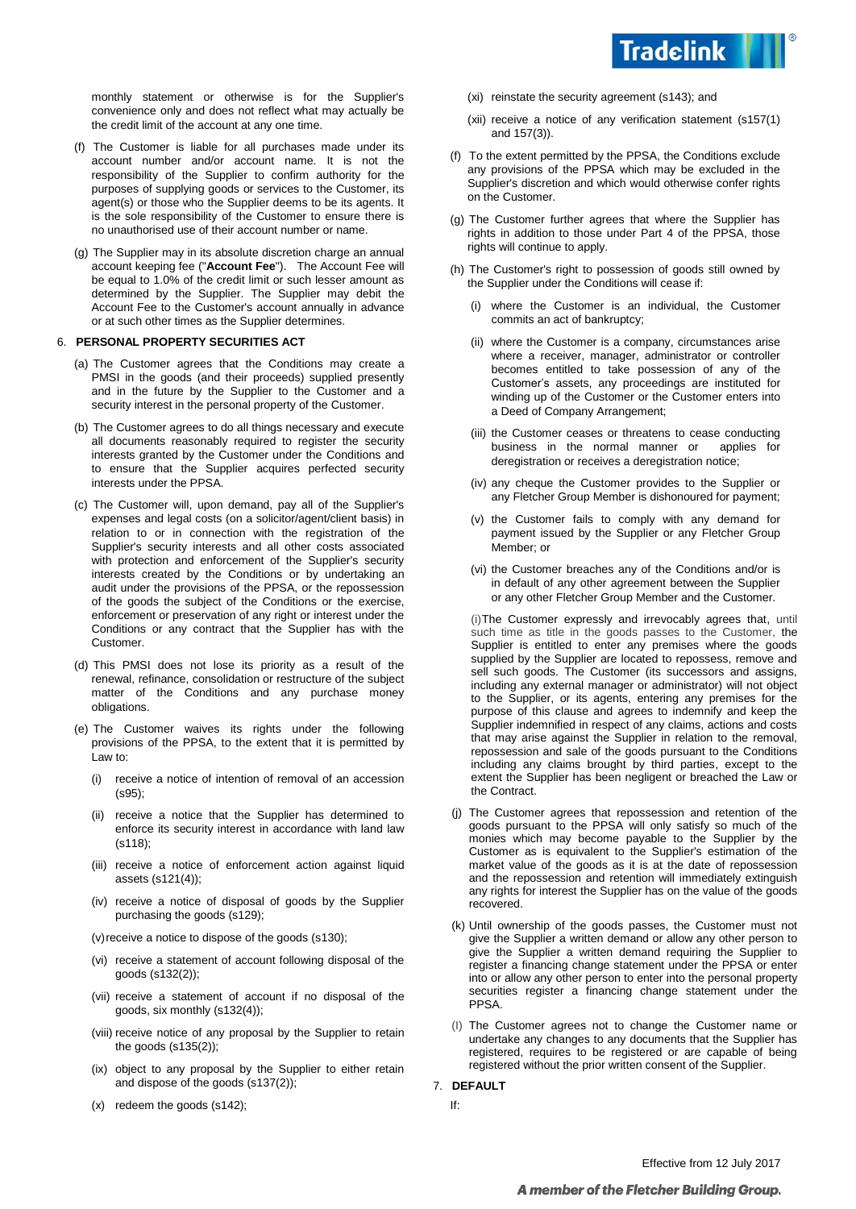monthly statement or otherwise is for the Supplier's convenience only and does not reflect what may actually be the credit limit of the account at any one time.

(f) The Customer is liable for all purchases made under its account number and/or account name. It is not the responsibility of the Supplier to confirm authority for the purposes of supplying goods or services to the Customer, its agent(s) or those who the Supplier deems to be its agents. It is the sole responsibility of the Customer to ensure there is no unauthorised use of their account number or name.

(g) The Supplier may in its absolute discretion charge an annual account keeping fee ("**Account Fee**"). The Account Fee will be equal to 1.0% of the credit limit or such lesser amount as determined by the Supplier. The Supplier may debit the Account Fee to the Customer's account annually in advance or at such other times as the Supplier determines.

6. **PERSONAL PROPERTY SECURITIES ACT**

(a) The Customer agrees that the Conditions may create a PMSI in the goods (and their proceeds) supplied presently and in the future by the Supplier to the Customer and a security interest in the personal property of the Customer.

(b) The Customer agrees to do all things necessary and execute all documents reasonably required to register the security interests granted by the Customer under the Conditions and to ensure that the Supplier acquires perfected security interests under the PPSA.

(c) The Customer will, upon demand, pay all of the Supplier's expenses and legal costs (on a solicitor/agent/client basis) in relation to or in connection with the registration of the Supplier's security interests and all other costs associated with protection and enforcement of the Supplier's security interests created by the Conditions or by undertaking an audit under the provisions of the PPSA, or the repossession of the goods the subject of the Conditions or the exercise, enforcement or preservation of any right or interest under the Conditions or any contract that the Supplier has with the Customer.

(d) This PMSI does not lose its priority as a result of the renewal, refinance, consolidation or restructure of the subject matter of the Conditions and any purchase money obligations.

(e) The Customer waives its rights under the following provisions of the PPSA, to the extent that it is permitted by Law to:

(i) receive a notice of intention of removal of an accession (s95);

(ii) receive a notice that the Supplier has determined to enforce its security interest in accordance with land law (s118);

(iii) receive a notice of enforcement action against liquid assets (s121(4));

(iv) receive a notice of disposal of goods by the Supplier purchasing the goods (s129);

(v) receive a notice to dispose of the goods (s130);

(vi) receive a statement of account following disposal of the goods (s132(2));

(vii) receive a statement of account if no disposal of the goods, six monthly (s132(4));

(viii) receive notice of any proposal by the Supplier to retain the goods (s135(2));

(ix) object to any proposal by the Supplier to either retain and dispose of the goods (s137(2));

(x) redeem the goods (s142);

(xi) reinstate the security agreement (s143); and

(xii) receive a notice of any verification statement (s157(1) and 157(3)).

(f) To the extent permitted by the PPSA, the Conditions exclude any provisions of the PPSA which may be excluded in the Supplier's discretion and which would otherwise confer rights on the Customer.

(g) The Customer further agrees that where the Supplier has rights in addition to those under Part 4 of the PPSA, those rights will continue to apply.

(h) The Customer's right to possession of goods still owned by the Supplier under the Conditions will cease if:

(i) where the Customer is an individual, the Customer commits an act of bankruptcy;

(ii) where the Customer is a company, circumstances arise where a receiver, manager, administrator or controller becomes entitled to take possession of any of the Customer's assets, any proceedings are instituted for winding up of the Customer or the Customer enters into a Deed of Company Arrangement;

(iii) the Customer ceases or threatens to cease conducting business in the normal manner or applies for deregistration or receives a deregistration notice;

(iv) any cheque the Customer provides to the Supplier or any Fletcher Group Member is dishonoured for payment;

(v) the Customer fails to comply with any demand for payment issued by the Supplier or any Fletcher Group Member; or

(vi) the Customer breaches any of the Conditions and/or is in default of any other agreement between the Supplier or any other Fletcher Group Member and the Customer.

(i) The Customer expressly and irrevocably agrees that, until such time as title in the goods passes to the Customer, the Supplier is entitled to enter any premises where the goods supplied by the Supplier are located to repossess, remove and sell such goods. The Customer (its successors and assigns, including any external manager or administrator) will not object to the Supplier, or its agents, entering any premises for the purpose of this clause and agrees to indemnify and keep the Supplier indemnified in respect of any claims, actions and costs that may arise against the Supplier in relation to the removal, repossession and sale of the goods pursuant to the Conditions including any claims brought by third parties, except to the extent the Supplier has been negligent or breached the Law or the Contract.

(j) The Customer agrees that repossession and retention of the goods pursuant to the PPSA will only satisfy so much of the monies which may become payable to the Supplier by the Customer as is equivalent to the Supplier's estimation of the market value of the goods as it is at the date of repossession and the repossession and retention will immediately extinguish any rights for interest the Supplier has on the value of the goods recovered.

(k) Until ownership of the goods passes, the Customer must not give the Supplier a written demand or allow any other person to give the Supplier a written demand requiring the Supplier to register a financing change statement under the PPSA or enter into or allow any other person to enter into the personal property securities register a financing change statement under the PPSA.

(l) The Customer agrees not to change the Customer name or undertake any changes to any documents that the Supplier has registered, requires to be registered or are capable of being registered without the prior written consent of the Supplier.

7. **DEFAULT**

If:

Effective from 12 July 2017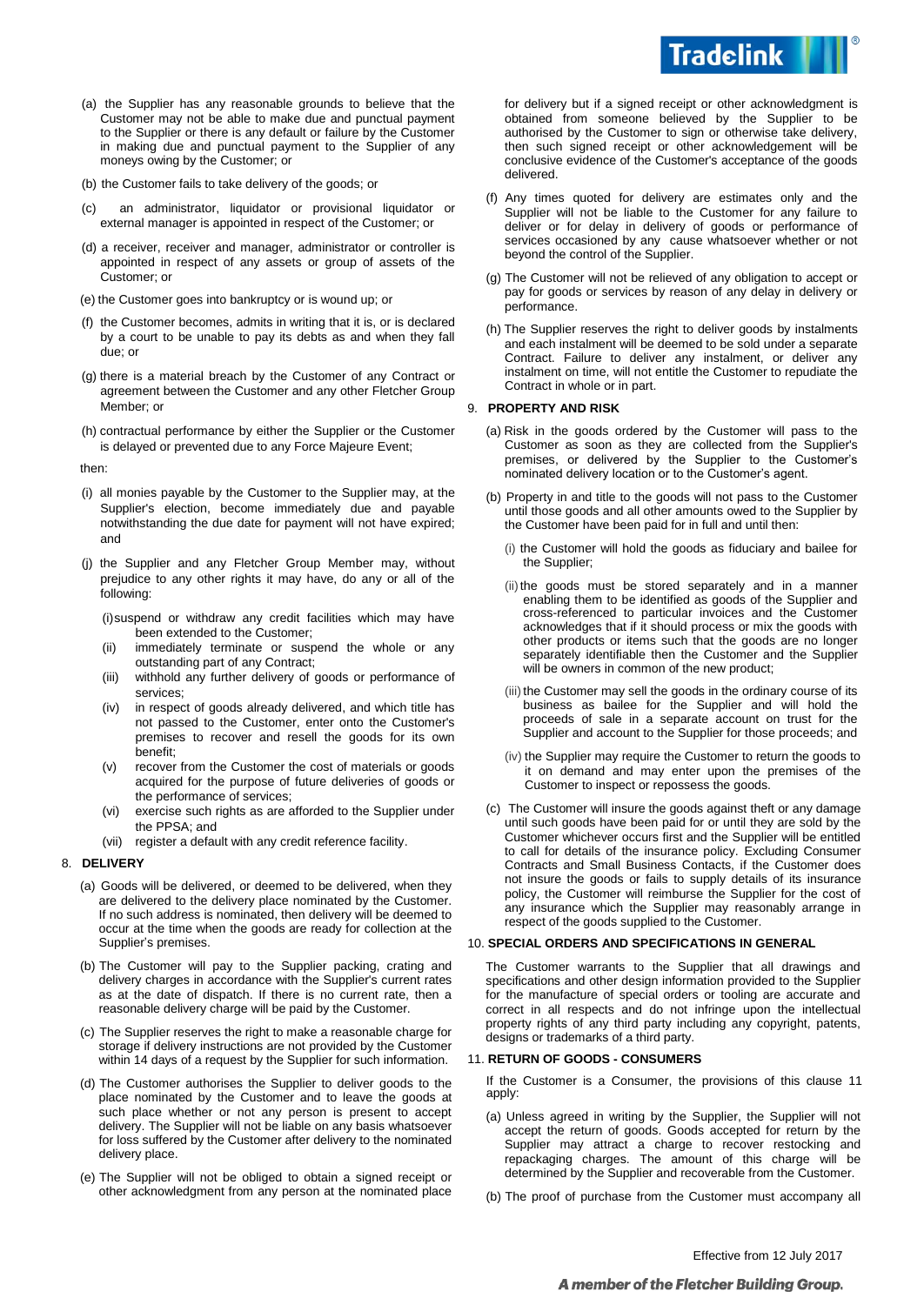(a) the Supplier has any reasonable grounds to believe that the Customer may not be able to make due and punctual payment to the Supplier or there is any default or failure by the Customer in making due and punctual payment to the Supplier of any moneys owing by the Customer; or

(b) the Customer fails to take delivery of the goods; or

(c) an administrator, liquidator or provisional liquidator or external manager is appointed in respect of the Customer; or

(d) a receiver, receiver and manager, administrator or controller is appointed in respect of any assets or group of assets of the Customer; or

(e) the Customer goes into bankruptcy or is wound up; or

(f) the Customer becomes, admits in writing that it is, or is declared by a court to be unable to pay its debts as and when they fall due; or

(g) there is a material breach by the Customer of any Contract or agreement between the Customer and any other Fletcher Group Member; or

(h) contractual performance by either the Supplier or the Customer is delayed or prevented due to any Force Majeure Event;

then:

(i) all monies payable by the Customer to the Supplier may, at the Supplier's election, become immediately due and payable notwithstanding the due date for payment will not have expired; and

(j) the Supplier and any Fletcher Group Member may, without prejudice to any other rights it may have, do any or all of the following:

- (i) suspend or withdraw any credit facilities which may have been extended to the Customer;
- (ii) immediately terminate or suspend the whole or any outstanding part of any Contract;
- (iii) withhold any further delivery of goods or performance of services;
- (iv) in respect of goods already delivered, and which title has not passed to the Customer, enter onto the Customer's premises to recover and resell the goods for its own benefit;
- (v) recover from the Customer the cost of materials or goods acquired for the purpose of future deliveries of goods or the performance of services;
- (vi) exercise such rights as are afforded to the Supplier under the PPSA; and
- (vii) register a default with any credit reference facility.

## 8. DELIVERY

(a) Goods will be delivered, or deemed to be delivered, when they are delivered to the delivery place nominated by the Customer. If no such address is nominated, then delivery will be deemed to occur at the time when the goods are ready for collection at the Supplier's premises.

(b) The Customer will pay to the Supplier packing, crating and delivery charges in accordance with the Supplier's current rates as at the date of dispatch. If there is no current rate, then a reasonable delivery charge will be paid by the Customer.

(c) The Supplier reserves the right to make a reasonable charge for storage if delivery instructions are not provided by the Customer within 14 days of a request by the Supplier for such information.

(d) The Customer authorises the Supplier to deliver goods to the place nominated by the Customer and to leave the goods at such place whether or not any person is present to accept delivery. The Supplier will not be liable on any basis whatsoever for loss suffered by the Customer after delivery to the nominated delivery place.

(e) The Supplier will not be obliged to obtain a signed receipt or other acknowledgment from any person at the nominated place for delivery but if a signed receipt or other acknowledgment is obtained from someone believed by the Supplier to be authorised by the Customer to sign or otherwise take delivery, then such signed receipt or other acknowledgment will be conclusive evidence of the Customer's acceptance of the goods delivered.

(f) Any times quoted for delivery are estimates only and the Supplier will not be liable to the Customer for any failure to deliver or for delay in delivery of goods or performance of services occasioned by any cause whatsoever whether or not beyond the control of the Supplier.

(g) The Customer will not be relieved of any obligation to accept or pay for goods or services by reason of any delay in delivery or performance.

(h) The Supplier reserves the right to deliver goods by instalments and each instalment will be deemed to be sold under a separate Contract. Failure to deliver any instalment, or deliver any instalment on time, will not entitle the Customer to repudiate the Contract in whole or in part.

## 9. PROPERTY AND RISK

(a) Risk in the goods ordered by the Customer will pass to the Customer as soon as they are collected from the Supplier's premises, or delivered by the Supplier to the Customer's nominated delivery location or to the Customer's agent.

(b) Property in and title to the goods will not pass to the Customer until those goods and all other amounts owed to the Supplier by the Customer have been paid for in full and until then:

- (i) the Customer will hold the goods as fiduciary and bailee for the Supplier;
- (ii) the goods must be stored separately and in a manner enabling them to be identified as goods of the Supplier and cross-referenced to particular invoices and the Customer acknowledges that if it should process or mix the goods with other products or items such that the goods are no longer separately identifiable then the Customer and the Supplier will be owners in common of the new product;
- (iii) the Customer may sell the goods in the ordinary course of its business as bailee for the Supplier and will hold the proceeds of sale in a separate account on trust for the Supplier and account to the Supplier for those proceeds; and
- (iv) the Supplier may require the Customer to return the goods to it on demand and may enter upon the premises of the Customer to inspect or repossess the goods.

(c) The Customer will insure the goods against theft or any damage until such goods have been paid for or until they are sold by the Customer whichever occurs first and the Supplier will be entitled to call for details of the insurance policy. Excluding Consumer Contracts and Small Business Contacts, if the Customer does not insure the goods or fails to supply details of its insurance policy, the Customer will reimburse the Supplier for the cost of any insurance which the Supplier may reasonably arrange in respect of the goods supplied to the Customer.

## 10. SPECIAL ORDERS AND SPECIFICATIONS IN GENERAL

The Customer warrants to the Supplier that all drawings and specifications and other design information provided to the Supplier for the manufacture of special orders or tooling are accurate and correct in all respects and do not infringe upon the intellectual property rights of any third party including any copyright, patents, designs or trademarks of a third party.

## 11. RETURN OF GOODS - CONSUMERS

If the Customer is a Consumer, the provisions of this clause 11 apply:

(a) Unless agreed in writing by the Supplier, the Supplier will not accept the return of goods. Goods accepted for return by the Supplier may attract a charge to recover restocking and repackaging charges. The amount of this charge will be determined by the Supplier and recoverable from the Customer.

(b) The proof of purchase from the Customer must accompany all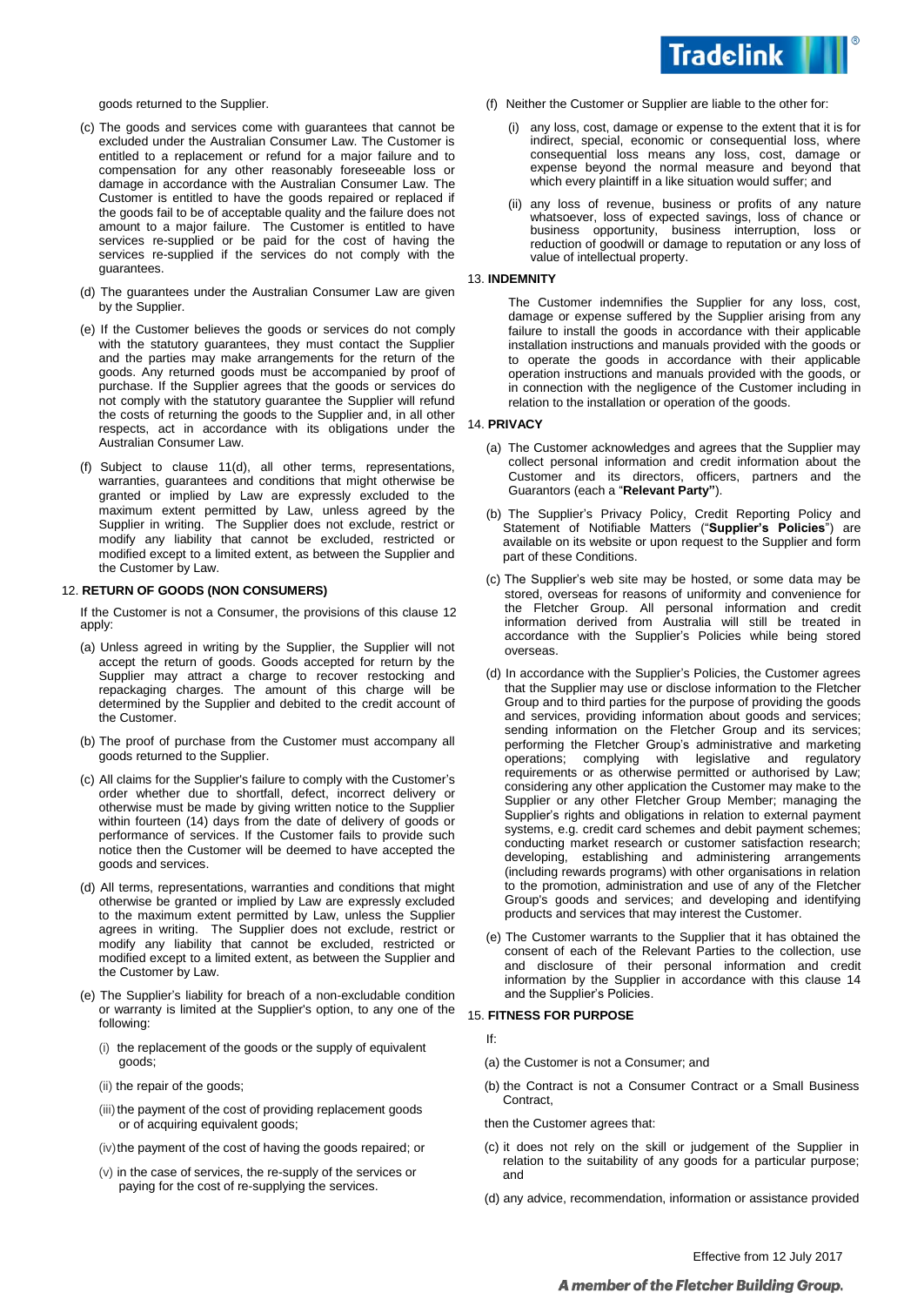goods returned to the Supplier.

(c) The goods and services come with guarantees that cannot be excluded under the Australian Consumer Law. The Customer is entitled to a replacement or refund for a major failure and to compensation for any other reasonably foreseeable loss or damage in accordance with the Australian Consumer Law. The Customer is entitled to have the goods repaired or replaced if the goods fail to be of acceptable quality and the failure does not amount to a major failure. The Customer is entitled to have services re-supplied or be paid for the cost of having the services re-supplied if the services do not comply with the guarantees.

(d) The guarantees under the Australian Consumer Law are given by the Supplier.

(e) If the Customer believes the goods or services do not comply with the statutory guarantees, they must contact the Supplier and the parties may make arrangements for the return of the goods. Any returned goods must be accompanied by proof of purchase. If the Supplier agrees that the goods or services do not comply with the statutory guarantee the Supplier will refund the costs of returning the goods to the Supplier and, in all other respects, act in accordance with its obligations under the Australian Consumer Law.

(f) Subject to clause 11(d), all other terms, representations, warranties, guarantees and conditions that might otherwise be granted or implied by Law are expressly excluded to the maximum extent permitted by Law, unless agreed by the Supplier in writing. The Supplier does not exclude, restrict or modify any liability that cannot be excluded, restricted or modified except to a limited extent, as between the Supplier and the Customer by Law.

12. **RETURN OF GOODS (NON CONSUMERS)**

If the Customer is not a Consumer, the provisions of this clause 12 apply:

(a) Unless agreed in writing by the Supplier, the Supplier will not accept the return of goods. Goods accepted for return by the Supplier may attract a charge to recover restocking and repackaging charges. The amount of this charge will be determined by the Supplier and debited to the credit account of the Customer.

(b) The proof of purchase from the Customer must accompany all goods returned to the Supplier.

(c) All claims for the Supplier's failure to comply with the Customer's order whether due to shortfall, defect, incorrect delivery or otherwise must be made by giving written notice to the Supplier within fourteen (14) days from the date of delivery of goods or performance of services. If the Customer fails to provide such notice then the Customer will be deemed to have accepted the goods and services.

(d) All terms, representations, warranties and conditions that might otherwise be granted or implied by Law are expressly excluded to the maximum extent permitted by Law, unless the Supplier agrees in writing. The Supplier does not exclude, restrict or modify any liability that cannot be excluded, restricted or modified except to a limited extent, as between the Supplier and the Customer by Law.

(e) The Supplier's liability for breach of a non-excludable condition or warranty is limited at the Supplier's option, to any one of the following:

(i) the replacement of the goods or the supply of equivalent goods;

(ii) the repair of the goods;

(iii) the payment of the cost of providing replacement goods or of acquiring equivalent goods;

(iv) the payment of the cost of having the goods repaired; or

(v) in the case of services, the re-supply of the services or paying for the cost of re-supplying the services.

(f) Neither the Customer or Supplier are liable to the other for:

(i) any loss, cost, damage or expense to the extent that it is for indirect, special, economic or consequential loss, where consequential loss means any loss, cost, damage or expense beyond the normal measure and beyond that which every plaintiff in a like situation would suffer; and

(ii) any loss of revenue, business or profits of any nature whatsoever, loss of expected savings, loss of chance or business opportunity, business interruption, loss or reduction of goodwill or damage to reputation or any loss of value of intellectual property.

13. **INDEMNITY**

The Customer indemnifies the Supplier for any loss, cost, damage or expense suffered by the Supplier arising from any failure to install the goods in accordance with their applicable installation instructions and manuals provided with the goods or to operate the goods in accordance with their applicable operation instructions and manuals provided with the goods, or in connection with the negligence of the Customer including in relation to the installation or operation of the goods.

14. **PRIVACY**

(a) The Customer acknowledges and agrees that the Supplier may collect personal information and credit information about the Customer and its directors, officers, partners and the Guarantors (each a "**Relevant Party"**).

(b) The Supplier's Privacy Policy, Credit Reporting Policy and Statement of Notifiable Matters ("**Supplier's Policies**") are available on its website or upon request to the Supplier and form part of these Conditions.

(c) The Supplier's web site may be hosted, or some data may be stored, overseas for reasons of uniformity and convenience for the Fletcher Group. All personal information and credit information derived from Australia will still be treated in accordance with the Supplier's Policies while being stored overseas.

(d) In accordance with the Supplier's Policies, the Customer agrees that the Supplier may use or disclose information to the Fletcher Group and to third parties for the purpose of providing the goods and services, providing information about goods and services; sending information on the Fletcher Group and its services; performing the Fletcher Group's administrative and marketing operations; complying with legislative and regulatory requirements or as otherwise permitted or authorised by Law; considering any other application the Customer may make to the Supplier or any other Fletcher Group Member; managing the Supplier's rights and obligations in relation to external payment systems, e.g. credit card schemes and debit payment schemes; conducting market research or customer satisfaction research; developing, establishing and administering arrangements (including rewards programs) with other organisations in relation to the promotion, administration and use of any of the Fletcher Group's goods and services; and developing and identifying products and services that may interest the Customer.

(e) The Customer warrants to the Supplier that it has obtained the consent of each of the Relevant Parties to the collection, use and disclosure of their personal information and credit information by the Supplier in accordance with this clause 14 and the Supplier's Policies.

15. **FITNESS FOR PURPOSE**

If:

(a) the Customer is not a Consumer; and

(b) the Contract is not a Consumer Contract or a Small Business Contract,

then the Customer agrees that:

(c) it does not rely on the skill or judgement of the Supplier in relation to the suitability of any goods for a particular purpose; and

(d) any advice, recommendation, information or assistance provided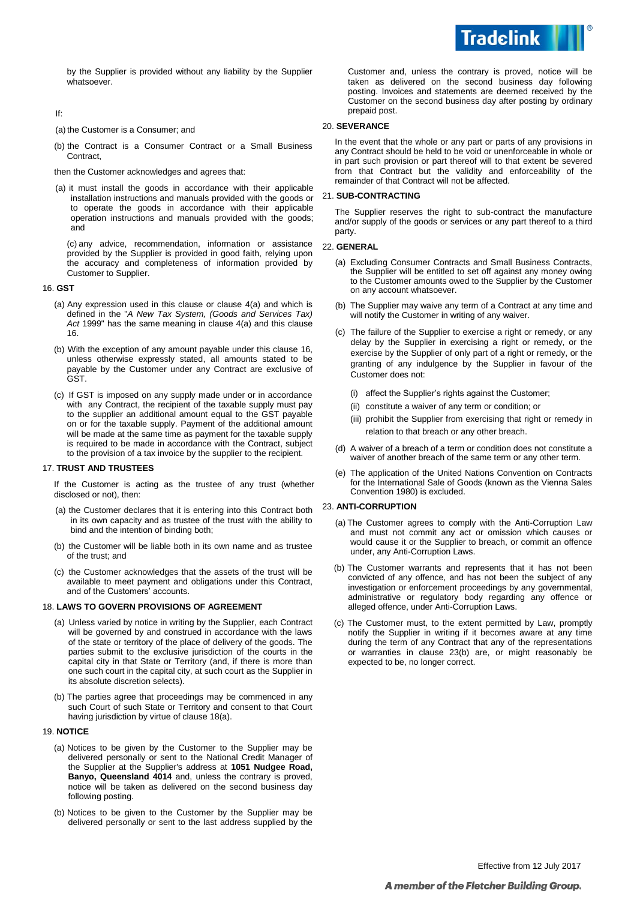by the Supplier is provided without any liability by the Supplier whatsoever.

If:

(a) the Customer is a Consumer; and

(b) the Contract is a Consumer Contract or a Small Business Contract,

then the Customer acknowledges and agrees that:

(a) it must install the goods in accordance with their applicable installation instructions and manuals provided with the goods or to operate the goods in accordance with their applicable operation instructions and manuals provided with the goods; and

(c) any advice, recommendation, information or assistance provided by the Supplier is provided in good faith, relying upon the accuracy and completeness of information provided by Customer to Supplier.

## 16. GST

(a) Any expression used in this clause or clause 4(a) and which is defined in the "*A New Tax System, (Goods and Services Tax) Act* 1999" has the same meaning in clause 4(a) and this clause 16.

(b) With the exception of any amount payable under this clause 16, unless otherwise expressly stated, all amounts stated to be payable by the Customer under any Contract are exclusive of GST.

(c) If GST is imposed on any supply made under or in accordance with any Contract, the recipient of the taxable supply must pay to the supplier an additional amount equal to the GST payable on or for the taxable supply. Payment of the additional amount will be made at the same time as payment for the taxable supply is required to be made in accordance with the Contract, subject to the provision of a tax invoice by the supplier to the recipient.

## 17. TRUST AND TRUSTEES

If the Customer is acting as the trustee of any trust (whether disclosed or not), then:

(a) the Customer declares that it is entering into this Contract both in its own capacity and as trustee of the trust with the ability to bind and the intention of binding both;

(b) the Customer will be liable both in its own name and as trustee of the trust; and

(c) the Customer acknowledges that the assets of the trust will be available to meet payment and obligations under this Contract, and of the Customers' accounts.

## 18. LAWS TO GOVERN PROVISIONS OF AGREEMENT

(a) Unless varied by notice in writing by the Supplier, each Contract will be governed by and construed in accordance with the laws of the state or territory of the place of delivery of the goods. The parties submit to the exclusive jurisdiction of the courts in the capital city in that State or Territory (and, if there is more than one such court in the capital city, at such court as the Supplier in its absolute discretion selects).

(b) The parties agree that proceedings may be commenced in any such Court of such State or Territory and consent to that Court having jurisdiction by virtue of clause 18(a).

## 19. NOTICE

(a) Notices to be given by the Customer to the Supplier may be delivered personally or sent to the National Credit Manager of the Supplier at the Supplier's address at **1051 Nudgee Road, Banyo, Queensland 4014** and, unless the contrary is proved, notice will be taken as delivered on the second business day following posting.

(b) Notices to be given to the Customer by the Supplier may be delivered personally or sent to the last address supplied by the Customer and, unless the contrary is proved, notice will be taken as delivered on the second business day following posting. Invoices and statements are deemed received by the Customer on the second business day after posting by ordinary prepaid post.

## 20. SEVERANCE

In the event that the whole or any part or parts of any provisions in any Contract should be held to be void or unenforceable in whole or in part such provision or part thereof will to that extent be severed from that Contract but the validity and enforceability of the remainder of that Contract will not be affected.

## 21. SUB-CONTRACTING

The Supplier reserves the right to sub-contract the manufacture and/or supply of the goods or services or any part thereof to a third party.

## 22. GENERAL

(a) Excluding Consumer Contracts and Small Business Contracts, the Supplier will be entitled to set off against any money owing to the Customer amounts owed to the Supplier by the Customer on any account whatsoever.

(b) The Supplier may waive any term of a Contract at any time and will notify the Customer in writing of any waiver.

(c) The failure of the Supplier to exercise a right or remedy, or any delay by the Supplier in exercising a right or remedy, or the exercise by the Supplier of only part of a right or remedy, or the granting of any indulgence by the Supplier in favour of the Customer does not:

(i) affect the Supplier's rights against the Customer;

(ii) constitute a waiver of any term or condition; or

(iii) prohibit the Supplier from exercising that right or remedy in relation to that breach or any other breach.

(d) A waiver of a breach of a term or condition does not constitute a waiver of another breach of the same term or any other term.

(e) The application of the United Nations Convention on Contracts for the International Sale of Goods (known as the Vienna Sales Convention 1980) is excluded.

## 23. ANTI-CORRUPTION

(a) The Customer agrees to comply with the Anti-Corruption Law and must not commit any act or omission which causes or would cause it or the Supplier to breach, or commit an offence under, any Anti-Corruption Laws.

(b) The Customer warrants and represents that it has not been convicted of any offence, and has not been the subject of any investigation or enforcement proceedings by any governmental, administrative or regulatory body regarding any offence or alleged offence, under Anti-Corruption Laws.

(c) The Customer must, to the extent permitted by Law, promptly notify the Supplier in writing if it becomes aware at any time during the term of any Contract that any of the representations or warranties in clause 23(b) are, or might reasonably be expected to be, no longer correct.

Effective from 12 July 2017